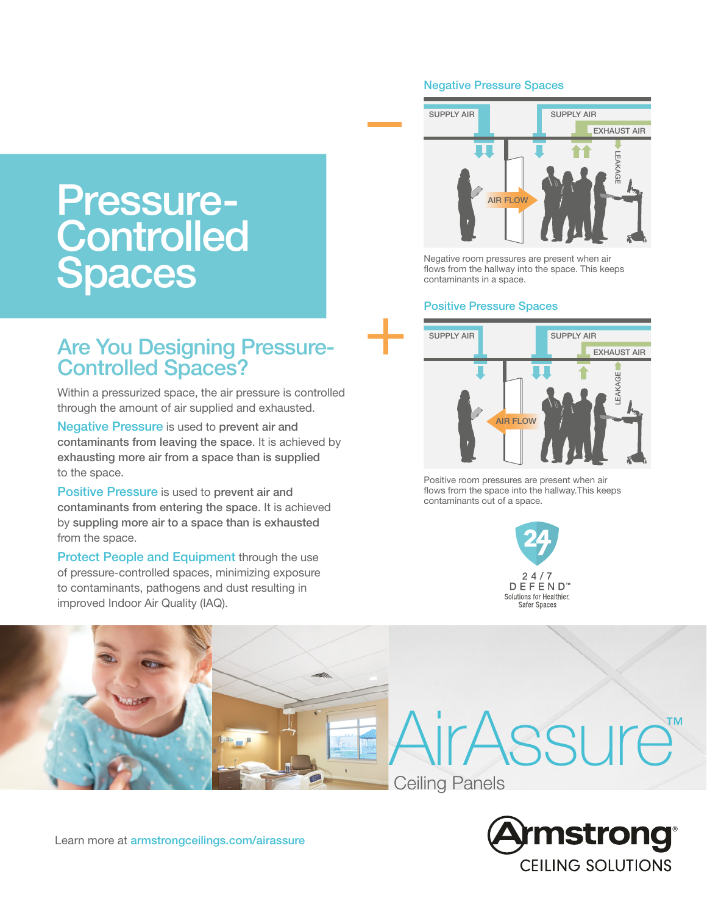# Pressure-Controlled Spaces

## Are You Designing Pressure-Controlled Spaces?

Within a pressurized space, the air pressure is controlled through the amount of air supplied and exhausted.

**Negative Pressure** is used to **prevent air and contaminants from leaving the space**. It is achieved by **exhausting more air from a space than is supplied** to the space.

**Positive Pressure** is used to **prevent air and contaminants from entering the space**. It is achieved by **suppling more air to a space than is exhausted** from the space.

**Protect People and Equipment** through the use of pressure-controlled spaces, minimizing exposure to contaminants, pathogens and dust resulting in improved Indoor Air Quality (IAQ).

### Negative Pressure Spaces

SUPPLY AIR | SUPPLY AIR | EXHAUST AIR | LEAKAGE | AIR FLOW

Negative room pressures are present when air flows from the hallway into the space. This keeps contaminants in a space.

### Positive Pressure Spaces

SUPPLY AIR | SUPPLY AIR | EXHAUST AIR | LEAKAGE | AIR FLOW

Positive room pressures are present when air flows from the space into the hallway. This keeps contaminants out of a space.

24/7 DEFEND™
Solutions for Healthier, Safer Spaces

AirAssure™
Ceiling Panels

Learn more at armstrongceilings.com/airassure

Armstrong® CEILING SOLUTIONS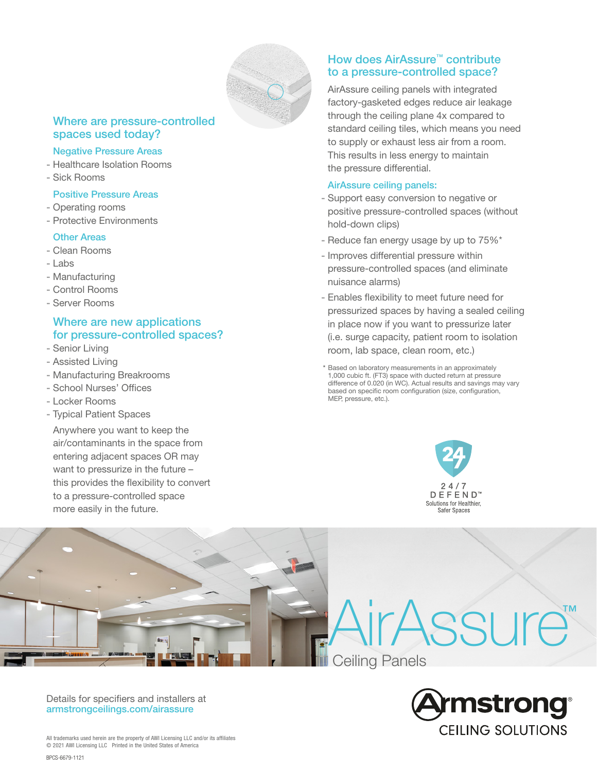## Where are pressure-controlled spaces used today?

### Negative Pressure Areas

- Healthcare Isolation Rooms
- Sick Rooms

### Positive Pressure Areas

- Operating rooms
- Protective Environments

### Other Areas

- Clean Rooms
- Labs
- Manufacturing
- Control Rooms
- Server Rooms

## Where are new applications for pressure-controlled spaces?

- Senior Living
- Assisted Living
- Manufacturing Breakrooms
- School Nurses' Offices
- Locker Rooms
- Typical Patient Spaces

Anywhere you want to keep the air/contaminants in the space from entering adjacent spaces OR may want to pressurize in the future – this provides the flexibility to convert to a pressure-controlled space more easily in the future.

## How does AirAssure™ contribute to a pressure-controlled space?

AirAssure ceiling panels with integrated factory-gasketed edges reduce air leakage through the ceiling plane 4x compared to standard ceiling tiles, which means you need to supply or exhaust less air from a room. This results in less energy to maintain the pressure differential.

### AirAssure ceiling panels:

- Support easy conversion to negative or positive pressure-controlled spaces (without hold-down clips)
- Reduce fan energy usage by up to 75%*
- Improves differential pressure within pressure-controlled spaces (and eliminate nuisance alarms)
- Enables flexibility to meet future need for pressurized spaces by having a sealed ceiling in place now if you want to pressurize later (i.e. surge capacity, patient room to isolation room, lab space, clean room, etc.)

\* Based on laboratory measurements in an approximately 1,000 cubic ft. (FT3) space with ducted return at pressure difference of 0.020 (in WC). Actual results and savings may vary based on specific room configuration (size, configuration, MEP, pressure, etc.).

24/7 DEFEND™
Solutions for Healthier, Safer Spaces

AirAssure™
Ceiling Panels

Details for specifiers and installers at armstrongceilings.com/airassure

Armstrong® CEILING SOLUTIONS

All trademarks used herein are the property of AWI Licensing LLC and/or its affiliates
© 2021 AWI Licensing LLC Printed in the United States of America

BPCS-6679-1121